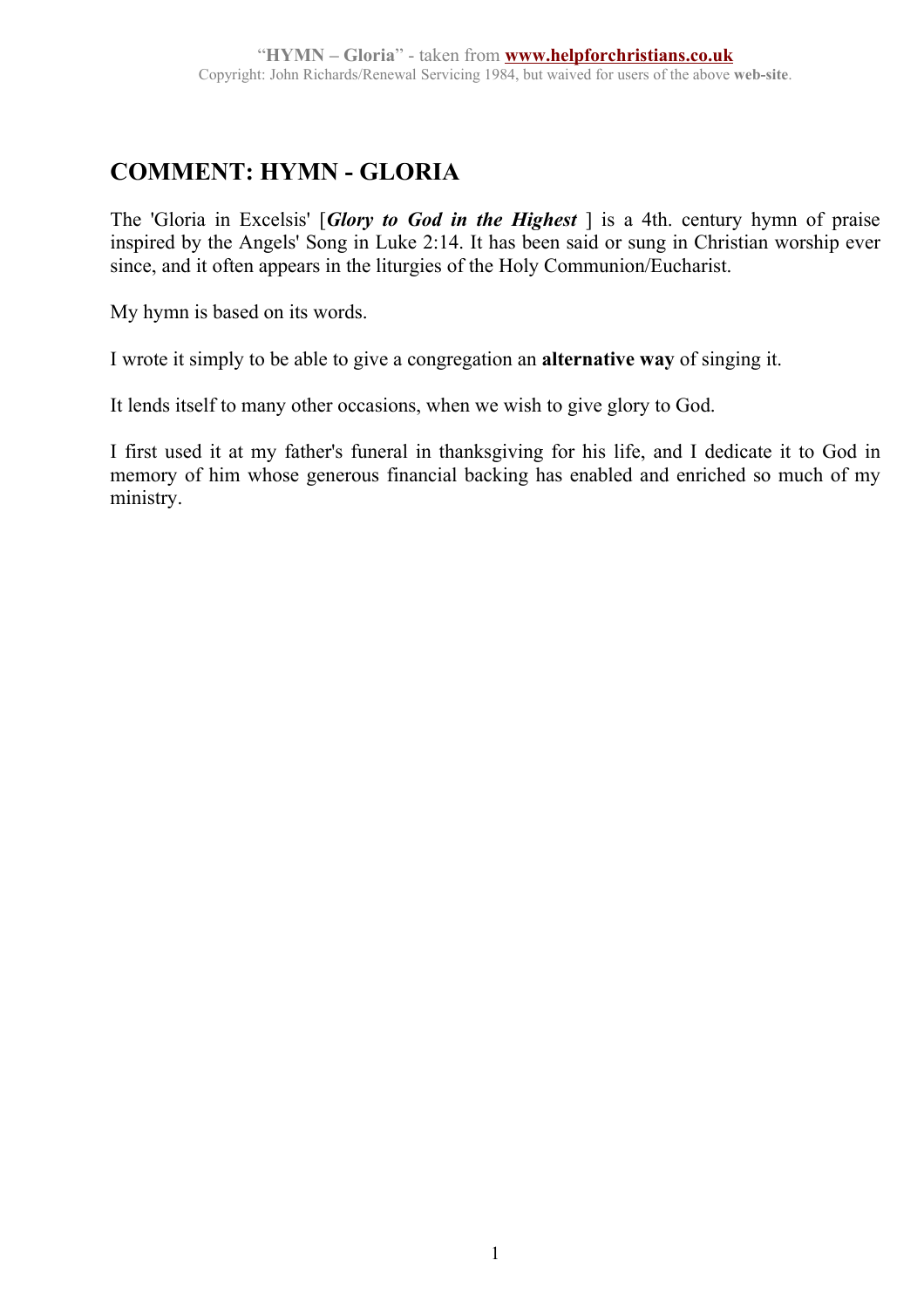# COMMENT: HYMN - GLORIA

The 'Gloria in Excelsis' [***Glory to God in the Highest*** ] is a 4th. century hymn of praise inspired by the Angels' Song in Luke 2:14. It has been said or sung in Christian worship ever since, and it often appears in the liturgies of the Holy Communion/Eucharist.

My hymn is based on its words.

I wrote it simply to be able to give a congregation an **alternative way** of singing it.

It lends itself to many other occasions, when we wish to give glory to God.

I first used it at my father's funeral in thanksgiving for his life, and I dedicate it to God in memory of him whose generous financial backing has enabled and enriched so much of my ministry.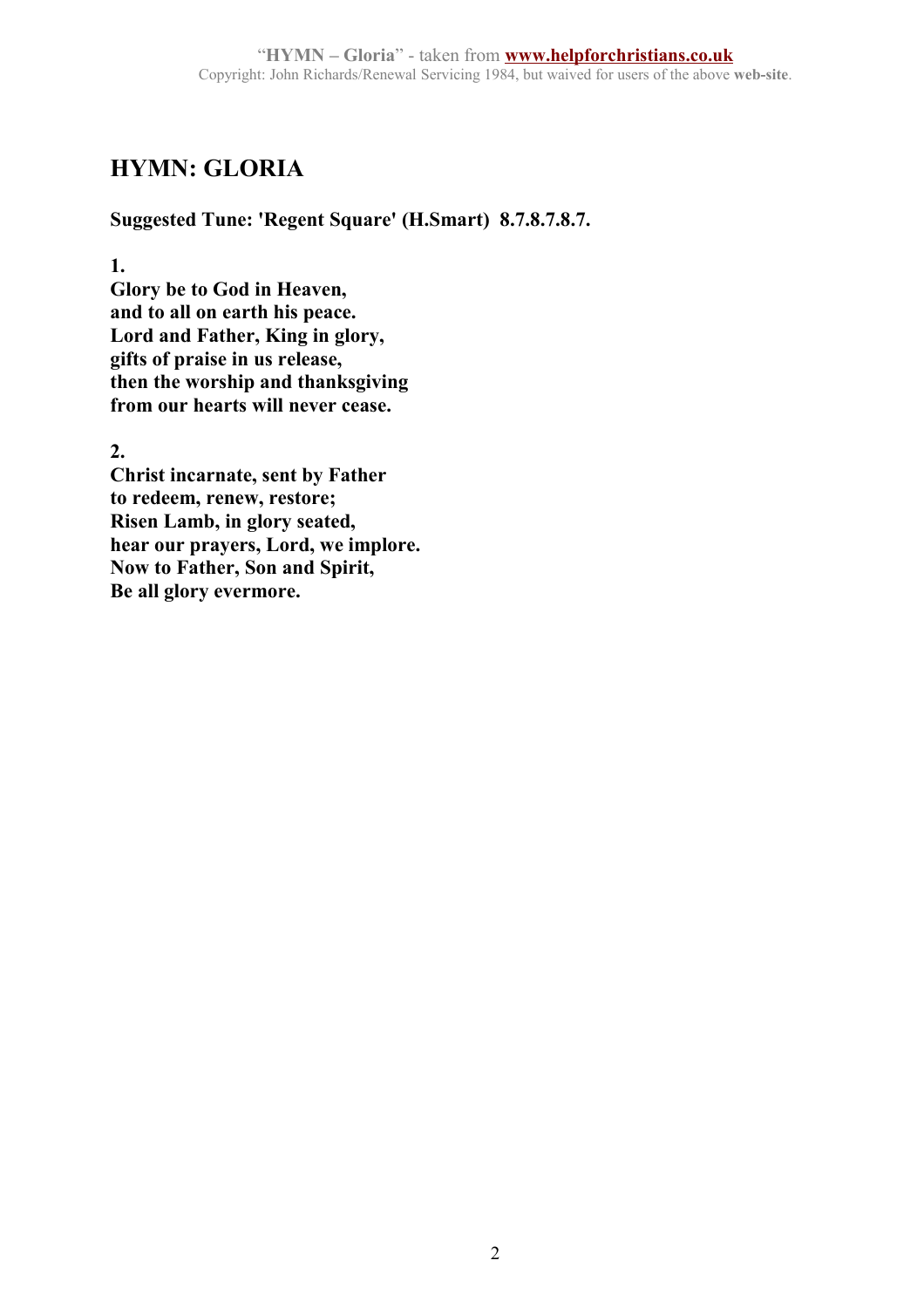# HYMN: GLORIA

**Suggested Tune: 'Regent Square' (H.Smart) 8.7.8.7.8.7.**

**1.**
**Glory be to God in Heaven,**
**and to all on earth his peace.**
**Lord and Father, King in glory,**
**gifts of praise in us release,**
**then the worship and thanksgiving**
**from our hearts will never cease.**

**2.**
**Christ incarnate, sent by Father**
**to redeem, renew, restore;**
**Risen Lamb, in glory seated,**
**hear our prayers, Lord, we implore.**
**Now to Father, Son and Spirit,**
**Be all glory evermore.**